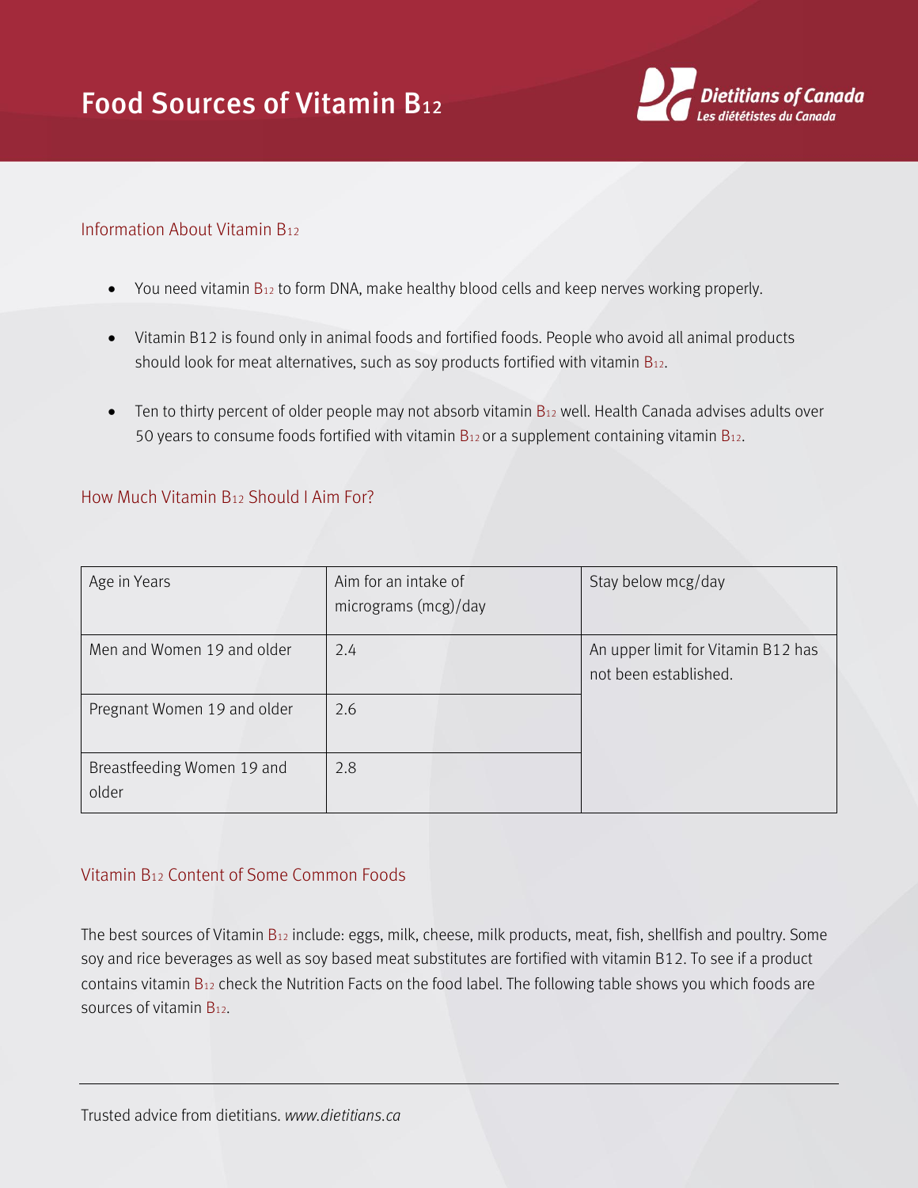# Food Sources of Vitamin $B_{12}$

Dietitians of Canada
*Les diététistes du Canada*

## Information About Vitamin $B_{12}$

- You need vitamin $B_{12}$ to form DNA, make healthy blood cells and keep nerves working properly.
- Vitamin B12 is found only in animal foods and fortified foods. People who avoid all animal products should look for meat alternatives, such as soy products fortified with vitamin $B_{12}$.
- Ten to thirty percent of older people may not absorb vitamin $B_{12}$ well. Health Canada advises adults over 50 years to consume foods fortified with vitamin $B_{12}$ or a supplement containing vitamin $B_{12}$.

## How Much Vitamin $B_{12}$ Should I Aim For?

| Age in Years | Aim for an intake of micrograms (mcg)/day | Stay below mcg/day |
| --- | --- | --- |
| Men and Women 19 and older | 2.4 | An upper limit for Vitamin B12 has not been established. |
| Pregnant Women 19 and older | 2.6 | |
| Breastfeeding Women 19 and older | 2.8 | |

## Vitamin $B_{12}$ Content of Some Common Foods

The best sources of Vitamin $B_{12}$ include: eggs, milk, cheese, milk products, meat, fish, shellfish and poultry. Some soy and rice beverages as well as soy based meat substitutes are fortified with vitamin B12. To see if a product contains vitamin $B_{12}$ check the Nutrition Facts on the food label. The following table shows you which foods are sources of vitamin $B_{12}$.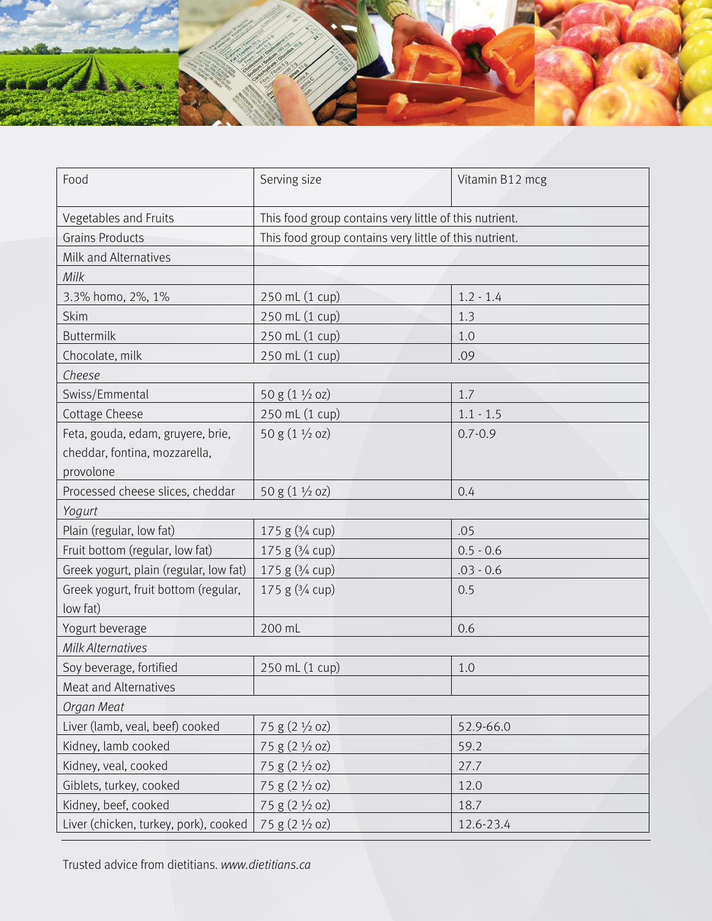| Food | Serving size | Vitamin B12 mcg |
| --- | --- | --- |
| Vegetables and Fruits | This food group contains very little of this nutrient. | |
| Grains Products | This food group contains very little of this nutrient. | |
| Milk and Alternatives | | |
| *Milk* | | |
| 3.3% homo, 2%, 1% | 250 mL (1 cup) | 1.2 - 1.4 |
| Skim | 250 mL (1 cup) | 1.3 |
| Buttermilk | 250 mL (1 cup) | 1.0 |
| Chocolate, milk | 250 mL (1 cup) | .09 |
| *Cheese* | | |
| Swiss/Emmental | 50 g (1 ½ oz) | 1.7 |
| Cottage Cheese | 250 mL (1 cup) | 1.1 - 1.5 |
| Feta, gouda, edam, gruyere, brie, cheddar, fontina, mozzarella, provolone | 50 g (1 ½ oz) | 0.7-0.9 |
| Processed cheese slices, cheddar | 50 g (1 ½ oz) | 0.4 |
| *Yogurt* | | |
| Plain (regular, low fat) | 175 g (¾ cup) | .05 |
| Fruit bottom (regular, low fat) | 175 g (¾ cup) | 0.5 - 0.6 |
| Greek yogurt, plain (regular, low fat) | 175 g (¾ cup) | .03 - 0.6 |
| Greek yogurt, fruit bottom (regular, low fat) | 175 g (¾ cup) | 0.5 |
| Yogurt beverage | 200 mL | 0.6 |
| *Milk Alternatives* | | |
| Soy beverage, fortified | 250 mL (1 cup) | 1.0 |
| Meat and Alternatives | | |
| *Organ Meat* | | |
| Liver (lamb, veal, beef) cooked | 75 g (2 ½ oz) | 52.9-66.0 |
| Kidney, lamb cooked | 75 g (2 ½ oz) | 59.2 |
| Kidney, veal, cooked | 75 g (2 ½ oz) | 27.7 |
| Giblets, turkey, cooked | 75 g (2 ½ oz) | 12.0 |
| Kidney, beef, cooked | 75 g (2 ½ oz) | 18.7 |
| Liver (chicken, turkey, pork), cooked | 75 g (2 ½ oz) | 12.6-23.4 |

Trusted advice from dietitians. *www.dietitians.ca*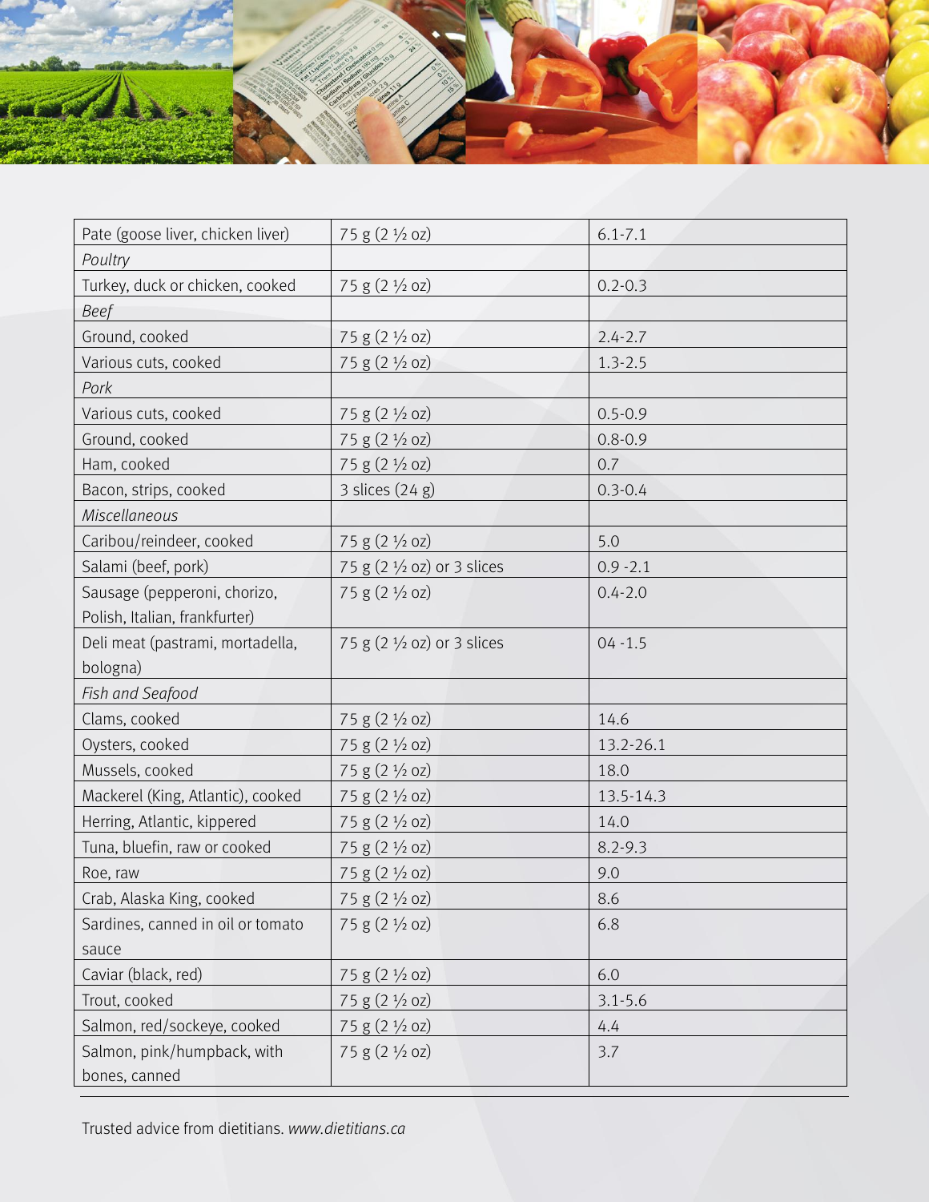| Pate (goose liver, chicken liver) | 75 g (2 ½ oz) | 6.1-7.1 |
|---|---|---|
| *Poultry* | | |
| Turkey, duck or chicken, cooked | 75 g (2 ½ oz) | 0.2-0.3 |
| *Beef* | | |
| Ground, cooked | 75 g (2 ½ oz) | 2.4-2.7 |
| Various cuts, cooked | 75 g (2 ½ oz) | 1.3-2.5 |
| *Pork* | | |
| Various cuts, cooked | 75 g (2 ½ oz) | 0.5-0.9 |
| Ground, cooked | 75 g (2 ½ oz) | 0.8-0.9 |
| Ham, cooked | 75 g (2 ½ oz) | 0.7 |
| Bacon, strips, cooked | 3 slices (24 g) | 0.3-0.4 |
| *Miscellaneous* | | |
| Caribou/reindeer, cooked | 75 g (2 ½ oz) | 5.0 |
| Salami (beef, pork) | 75 g (2 ½ oz) or 3 slices | 0.9 -2.1 |
| Sausage (pepperoni, chorizo, Polish, Italian, frankfurter) | 75 g (2 ½ oz) | 0.4-2.0 |
| Deli meat (pastrami, mortadella, bologna) | 75 g (2 ½ oz) or 3 slices | 04 -1.5 |
| *Fish and Seafood* | | |
| Clams, cooked | 75 g (2 ½ oz) | 14.6 |
| Oysters, cooked | 75 g (2 ½ oz) | 13.2-26.1 |
| Mussels, cooked | 75 g (2 ½ oz) | 18.0 |
| Mackerel (King, Atlantic), cooked | 75 g (2 ½ oz) | 13.5-14.3 |
| Herring, Atlantic, kippered | 75 g (2 ½ oz) | 14.0 |
| Tuna, bluefin, raw or cooked | 75 g (2 ½ oz) | 8.2-9.3 |
| Roe, raw | 75 g (2 ½ oz) | 9.0 |
| Crab, Alaska King, cooked | 75 g (2 ½ oz) | 8.6 |
| Sardines, canned in oil or tomato sauce | 75 g (2 ½ oz) | 6.8 |
| Caviar (black, red) | 75 g (2 ½ oz) | 6.0 |
| Trout, cooked | 75 g (2 ½ oz) | 3.1-5.6 |
| Salmon, red/sockeye, cooked | 75 g (2 ½ oz) | 4.4 |
| Salmon, pink/humpback, with bones, canned | 75 g (2 ½ oz) | 3.7 |

Trusted advice from dietitians. *www.dietitians.ca*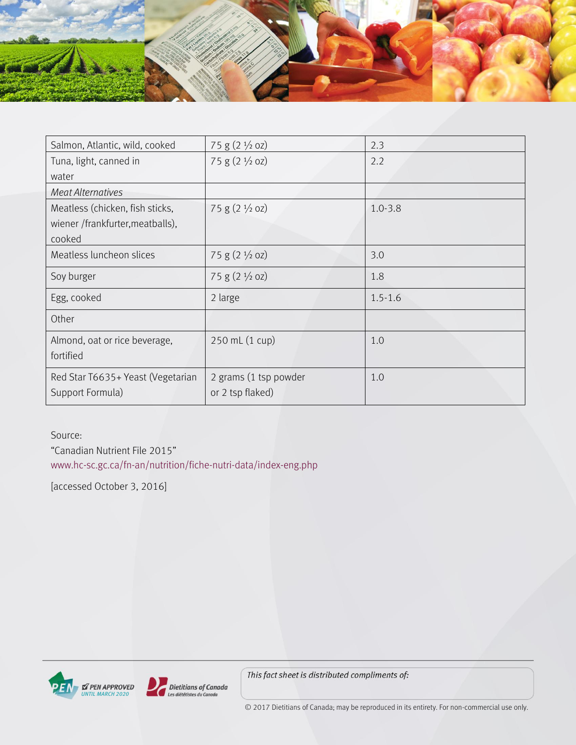| | | |
|---|---|---|
| Salmon, Atlantic, wild, cooked | 75 g (2 ½ oz) | 2.3 |
| Tuna, light, canned in water | 75 g (2 ½ oz) | 2.2 |
| *Meat Alternatives* | | |
| Meatless (chicken, fish sticks, wiener /frankfurter,meatballs), cooked | 75 g (2 ½ oz) | 1.0-3.8 |
| Meatless luncheon slices | 75 g (2 ½ oz) | 3.0 |
| Soy burger | 75 g (2 ½ oz) | 1.8 |
| Egg, cooked | 2 large | 1.5-1.6 |
| Other | | |
| Almond, oat or rice beverage, fortified | 250 mL (1 cup) | 1.0 |
| Red Star T6635+ Yeast (Vegetarian Support Formula) | 2 grams (1 tsp powder or 2 tsp flaked) | 1.0 |

Source:
"Canadian Nutrient File 2015"
www.hc-sc.gc.ca/fn-an/nutrition/fiche-nutri-data/index-eng.php

[accessed October 3, 2016]

PEN APPROVED UNTIL MARCH 2020

Dietitians of Canada
Les diététistes du Canada

*This fact sheet is distributed compliments of:*

© 2017 Dietitians of Canada; may be reproduced in its entirety. For non-commercial use only.